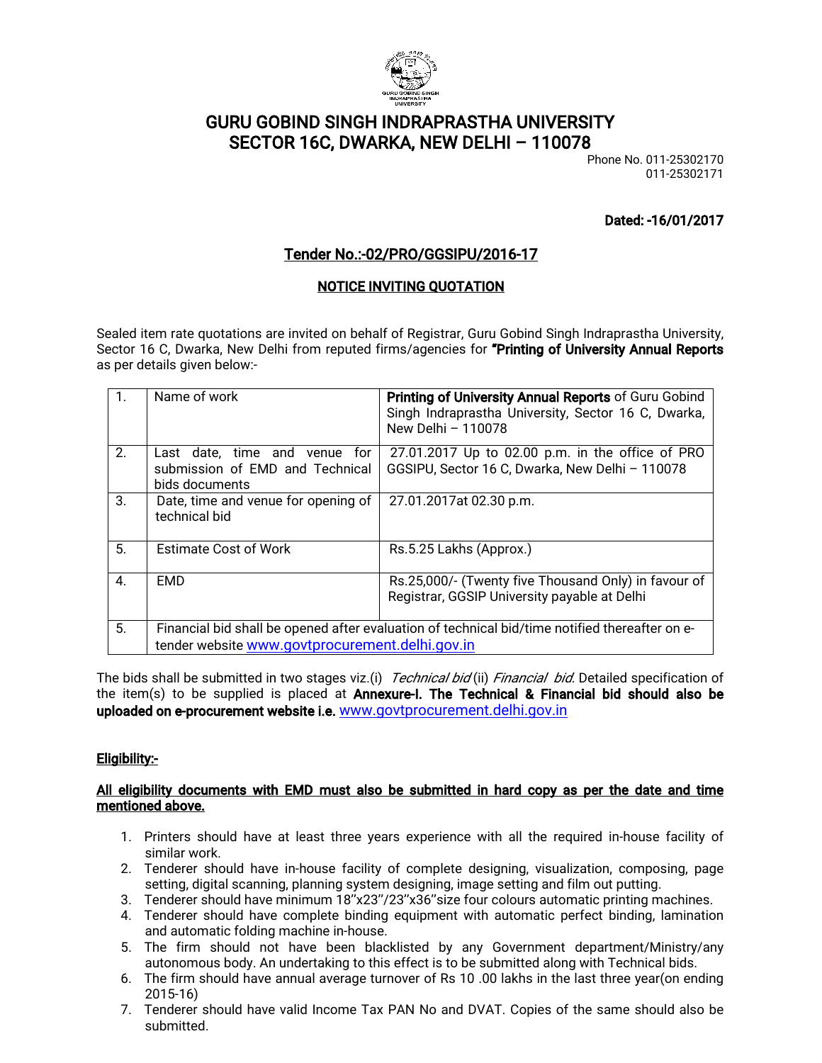# GURU GOBIND SINGH INDRAPRASTHA UNIVERSITY
# SECTOR 16C, DWARKA, NEW DELHI – 110078

Phone No. 011-25302170
011-25302171

**Dated: -16/01/2017**

## Tender No.:-02/PRO/GGSIPU/2016-17

### NOTICE INVITING QUOTATION

Sealed item rate quotations are invited on behalf of Registrar, Guru Gobind Singh Indraprastha University, Sector 16 C, Dwarka, New Delhi from reputed firms/agencies for **"Printing of University Annual Reports** as per details given below:-

| | | |
|---|---|---|
| 1. | Name of work | **Printing of University Annual Reports** of Guru Gobind Singh Indraprastha University, Sector 16 C, Dwarka, New Delhi – 110078 |
| 2. | Last date, time and venue for submission of EMD and Technical bids documents | 27.01.2017 Up to 02.00 p.m. in the office of PRO GGSIPU, Sector 16 C, Dwarka, New Delhi – 110078 |
| 3. | Date, time and venue for opening of technical bid | 27.01.2017at 02.30 p.m. |
| 5. | Estimate Cost of Work | Rs.5.25 Lakhs (Approx.) |
| 4. | EMD | Rs.25,000/- (Twenty five Thousand Only) in favour of Registrar, GGSIP University payable at Delhi |
| 5. | Financial bid shall be opened after evaluation of technical bid/time notified thereafter on e-tender website www.govtprocurement.delhi.gov.in | |

The bids shall be submitted in two stages viz.(i) *Technical bid* (ii) *Financial bid*. Detailed specification of the item(s) to be supplied is placed at **Annexure-I. The Technical & Financial bid should also be uploaded on e-procurement website i.e.** www.govtprocurement.delhi.gov.in

**Eligibility:-**

**All eligibility documents with EMD must also be submitted in hard copy as per the date and time mentioned above.**

1. Printers should have at least three years experience with all the required in-house facility of similar work.
2. Tenderer should have in-house facility of complete designing, visualization, composing, page setting, digital scanning, planning system designing, image setting and film out putting.
3. Tenderer should have minimum 18"x23"/23"x36"size four colours automatic printing machines.
4. Tenderer should have complete binding equipment with automatic perfect binding, lamination and automatic folding machine in-house.
5. The firm should not have been blacklisted by any Government department/Ministry/any autonomous body. An undertaking to this effect is to be submitted along with Technical bids.
6. The firm should have annual average turnover of Rs 10 .00 lakhs in the last three year(on ending 2015-16)
7. Tenderer should have valid Income Tax PAN No and DVAT. Copies of the same should also be submitted.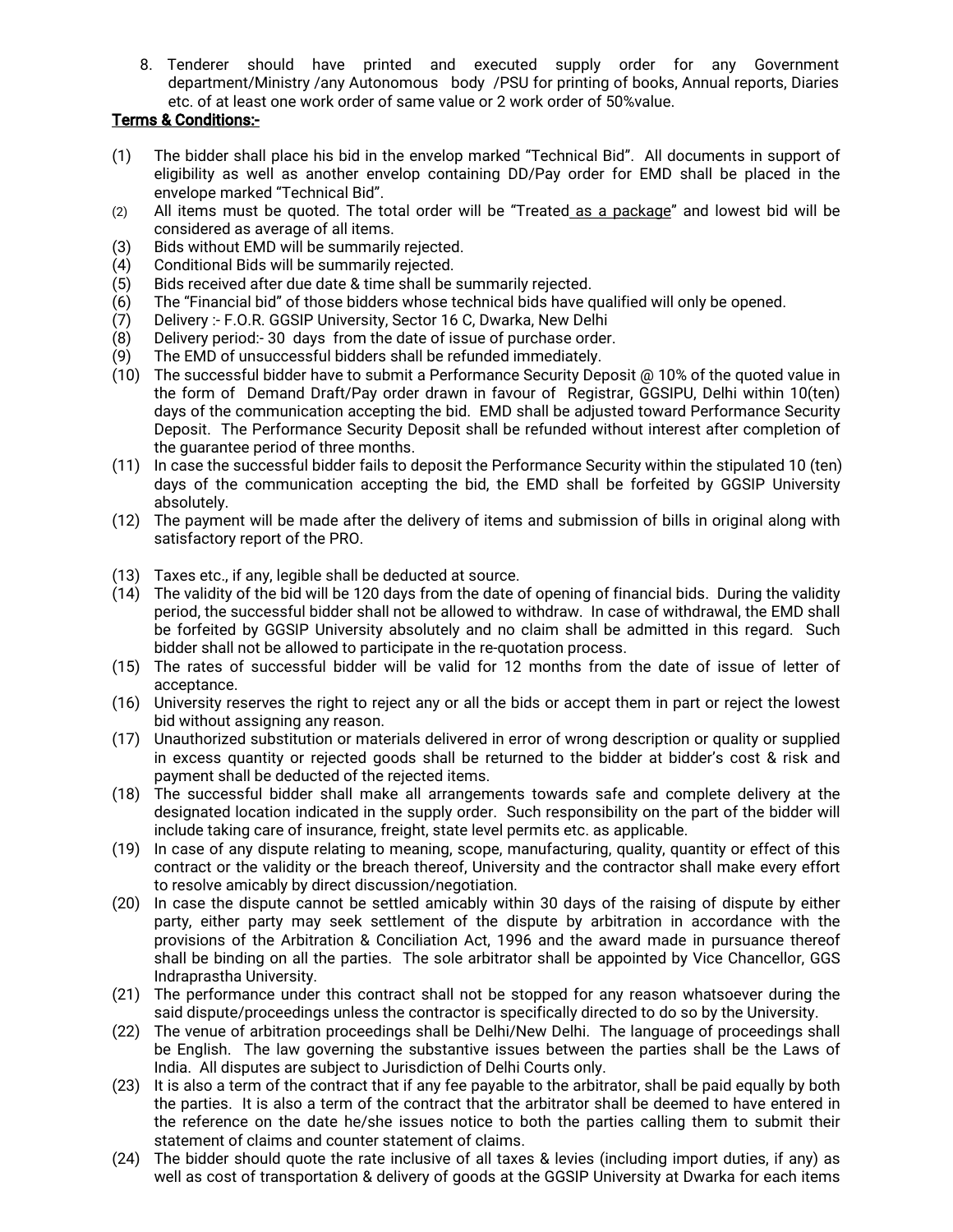8. Tenderer should have printed and executed supply order for any Government department/Ministry /any Autonomous body /PSU for printing of books, Annual reports, Diaries etc. of at least one work order of same value or 2 work order of 50%value.

**Terms & Conditions:-**

(1) The bidder shall place his bid in the envelop marked "Technical Bid". All documents in support of eligibility as well as another envelop containing DD/Pay order for EMD shall be placed in the envelope marked "Technical Bid".

(2) All items must be quoted. The total order will be "Treated as a package" and lowest bid will be considered as average of all items.

(3) Bids without EMD will be summarily rejected.

(4) Conditional Bids will be summarily rejected.

(5) Bids received after due date & time shall be summarily rejected.

(6) The "Financial bid" of those bidders whose technical bids have qualified will only be opened.

(7) Delivery :- F.O.R. GGSIP University, Sector 16 C, Dwarka, New Delhi

(8) Delivery period:- 30 days from the date of issue of purchase order.

(9) The EMD of unsuccessful bidders shall be refunded immediately.

(10) The successful bidder have to submit a Performance Security Deposit @ 10% of the quoted value in the form of Demand Draft/Pay order drawn in favour of Registrar, GGSIPU, Delhi within 10(ten) days of the communication accepting the bid. EMD shall be adjusted toward Performance Security Deposit. The Performance Security Deposit shall be refunded without interest after completion of the guarantee period of three months.

(11) In case the successful bidder fails to deposit the Performance Security within the stipulated 10 (ten) days of the communication accepting the bid, the EMD shall be forfeited by GGSIP University absolutely.

(12) The payment will be made after the delivery of items and submission of bills in original along with satisfactory report of the PRO.

(13) Taxes etc., if any, legible shall be deducted at source.

(14) The validity of the bid will be 120 days from the date of opening of financial bids. During the validity period, the successful bidder shall not be allowed to withdraw. In case of withdrawal, the EMD shall be forfeited by GGSIP University absolutely and no claim shall be admitted in this regard. Such bidder shall not be allowed to participate in the re-quotation process.

(15) The rates of successful bidder will be valid for 12 months from the date of issue of letter of acceptance.

(16) University reserves the right to reject any or all the bids or accept them in part or reject the lowest bid without assigning any reason.

(17) Unauthorized substitution or materials delivered in error of wrong description or quality or supplied in excess quantity or rejected goods shall be returned to the bidder at bidder's cost & risk and payment shall be deducted of the rejected items.

(18) The successful bidder shall make all arrangements towards safe and complete delivery at the designated location indicated in the supply order. Such responsibility on the part of the bidder will include taking care of insurance, freight, state level permits etc. as applicable.

(19) In case of any dispute relating to meaning, scope, manufacturing, quality, quantity or effect of this contract or the validity or the breach thereof, University and the contractor shall make every effort to resolve amicably by direct discussion/negotiation.

(20) In case the dispute cannot be settled amicably within 30 days of the raising of dispute by either party, either party may seek settlement of the dispute by arbitration in accordance with the provisions of the Arbitration & Conciliation Act, 1996 and the award made in pursuance thereof shall be binding on all the parties. The sole arbitrator shall be appointed by Vice Chancellor, GGS Indraprastha University.

(21) The performance under this contract shall not be stopped for any reason whatsoever during the said dispute/proceedings unless the contractor is specifically directed to do so by the University.

(22) The venue of arbitration proceedings shall be Delhi/New Delhi. The language of proceedings shall be English. The law governing the substantive issues between the parties shall be the Laws of India. All disputes are subject to Jurisdiction of Delhi Courts only.

(23) It is also a term of the contract that if any fee payable to the arbitrator, shall be paid equally by both the parties. It is also a term of the contract that the arbitrator shall be deemed to have entered in the reference on the date he/she issues notice to both the parties calling them to submit their statement of claims and counter statement of claims.

(24) The bidder should quote the rate inclusive of all taxes & levies (including import duties, if any) as well as cost of transportation & delivery of goods at the GGSIP University at Dwarka for each items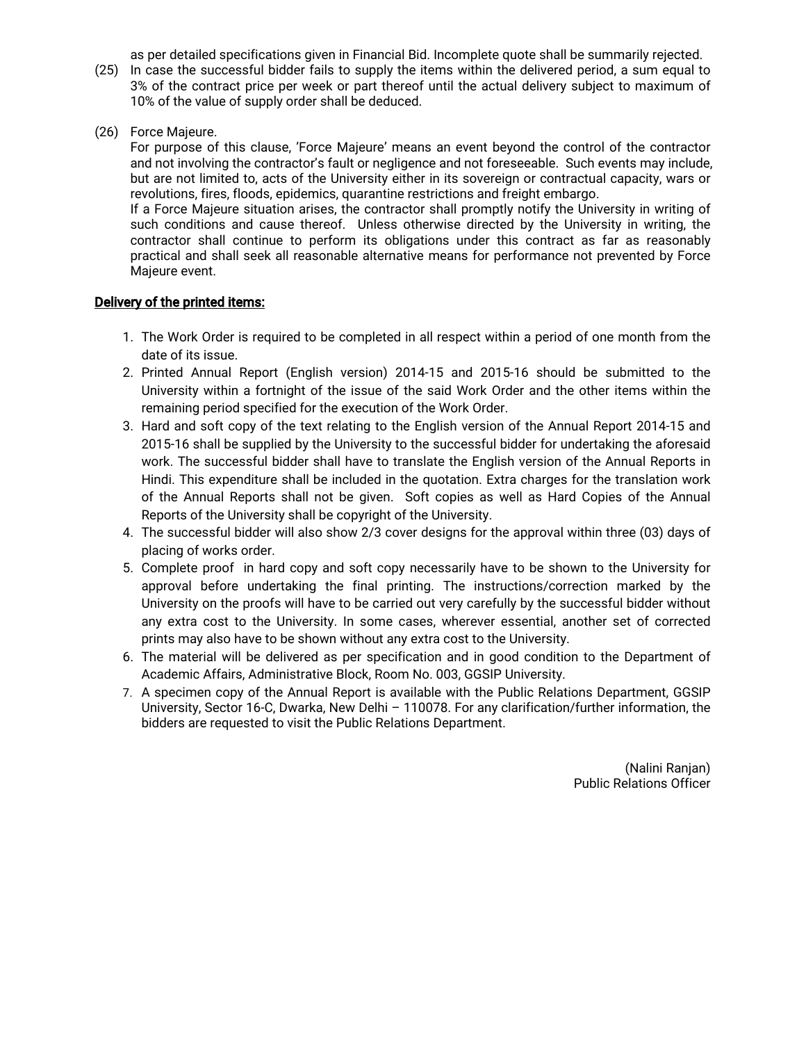as per detailed specifications given in Financial Bid. Incomplete quote shall be summarily rejected.

(25) In case the successful bidder fails to supply the items within the delivered period, a sum equal to 3% of the contract price per week or part thereof until the actual delivery subject to maximum of 10% of the value of supply order shall be deduced.

(26) Force Majeure.

For purpose of this clause, 'Force Majeure' means an event beyond the control of the contractor and not involving the contractor's fault or negligence and not foreseeable. Such events may include, but are not limited to, acts of the University either in its sovereign or contractual capacity, wars or revolutions, fires, floods, epidemics, quarantine restrictions and freight embargo.

If a Force Majeure situation arises, the contractor shall promptly notify the University in writing of such conditions and cause thereof. Unless otherwise directed by the University in writing, the contractor shall continue to perform its obligations under this contract as far as reasonably practical and shall seek all reasonable alternative means for performance not prevented by Force Majeure event.

**Delivery of the printed items:**

1. The Work Order is required to be completed in all respect within a period of one month from the date of its issue.
2. Printed Annual Report (English version) 2014-15 and 2015-16 should be submitted to the University within a fortnight of the issue of the said Work Order and the other items within the remaining period specified for the execution of the Work Order.
3. Hard and soft copy of the text relating to the English version of the Annual Report 2014-15 and 2015-16 shall be supplied by the University to the successful bidder for undertaking the aforesaid work. The successful bidder shall have to translate the English version of the Annual Reports in Hindi. This expenditure shall be included in the quotation. Extra charges for the translation work of the Annual Reports shall not be given. Soft copies as well as Hard Copies of the Annual Reports of the University shall be copyright of the University.
4. The successful bidder will also show 2/3 cover designs for the approval within three (03) days of placing of works order.
5. Complete proof in hard copy and soft copy necessarily have to be shown to the University for approval before undertaking the final printing. The instructions/correction marked by the University on the proofs will have to be carried out very carefully by the successful bidder without any extra cost to the University. In some cases, wherever essential, another set of corrected prints may also have to be shown without any extra cost to the University.
6. The material will be delivered as per specification and in good condition to the Department of Academic Affairs, Administrative Block, Room No. 003, GGSIP University.
7. A specimen copy of the Annual Report is available with the Public Relations Department, GGSIP University, Sector 16-C, Dwarka, New Delhi – 110078. For any clarification/further information, the bidders are requested to visit the Public Relations Department.

(Nalini Ranjan)
Public Relations Officer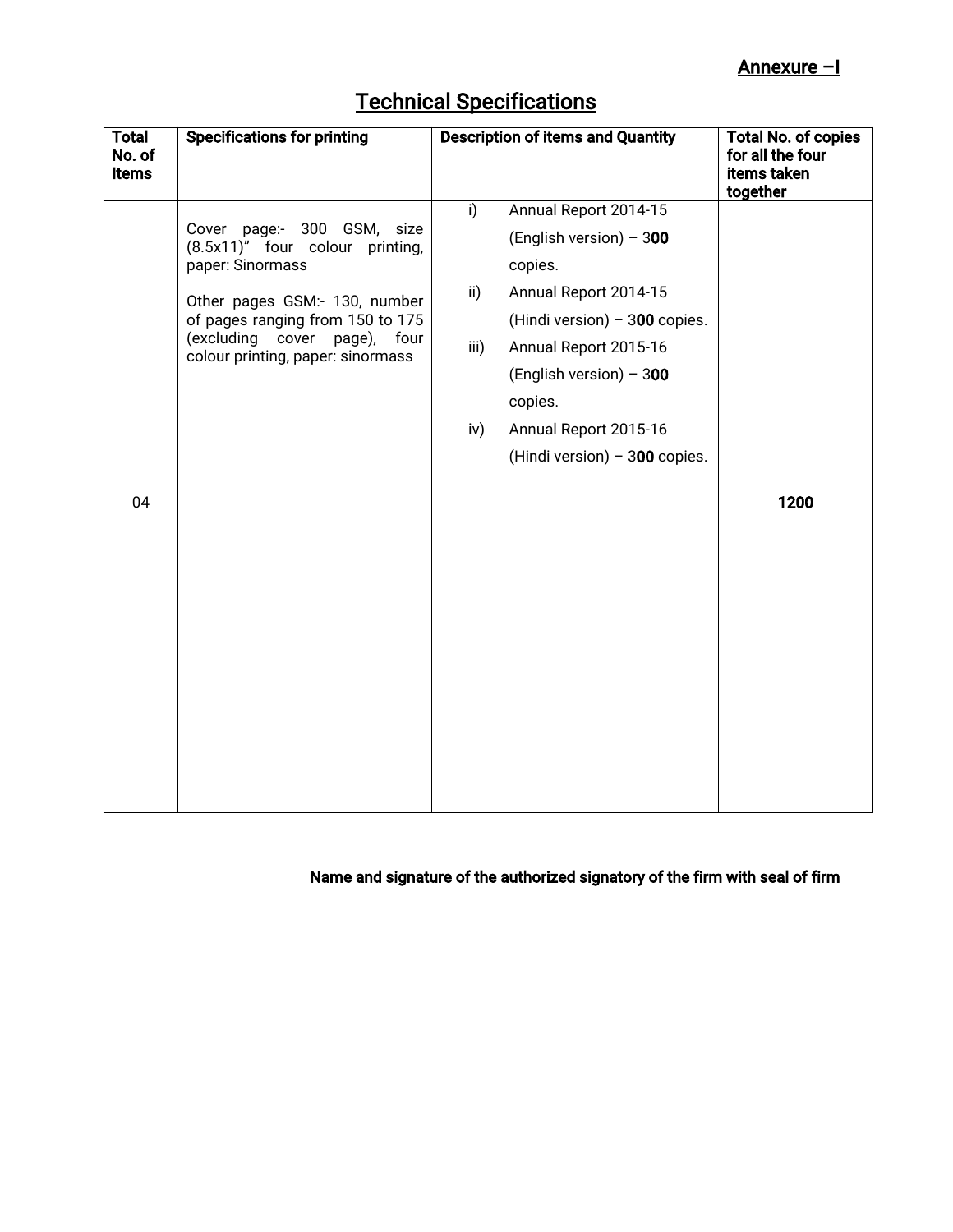**Annexure –I**

# Technical Specifications

| Total No. of Items | Specifications for printing | Description of items and Quantity | Total No. of copies for all the four items taken together |
|---|---|---|---|
| 04 | Cover page:- 300 GSM, size (8.5x11)" four colour printing, paper: Sinormass<br><br>Other pages GSM:- 130, number of pages ranging from 150 to 175 (excluding cover page), four colour printing, paper: sinormass | i) Annual Report 2014-15 (English version) – 3**00** copies.<br>ii) Annual Report 2014-15 (Hindi version) – 3**00** copies.<br>iii) Annual Report 2015-16 (English version) – 3**00** copies.<br>iv) Annual Report 2015-16 (Hindi version) – 3**00** copies. | **1200** |

**Name and signature of the authorized signatory of the firm with seal of firm**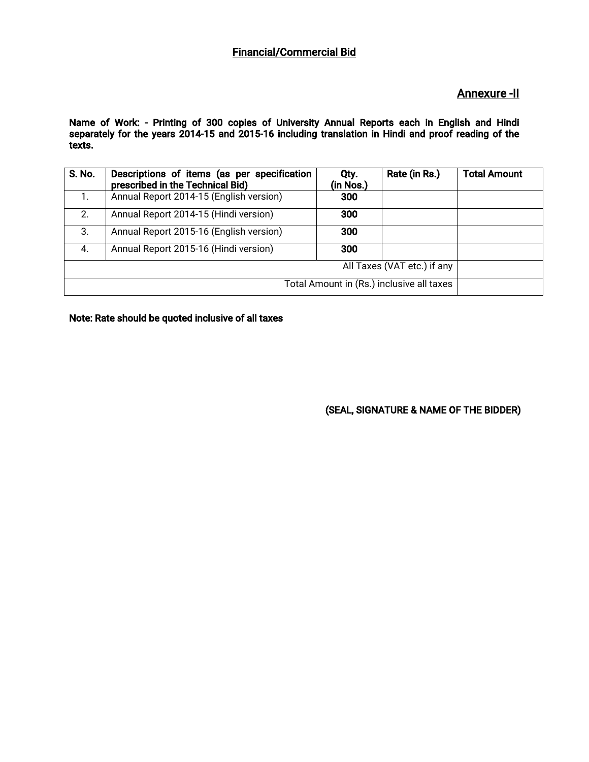## Financial/Commercial Bid

## Annexure -II

**Name of Work: - Printing of 300 copies of University Annual Reports each in English and Hindi separately for the years 2014-15 and 2015-16 including translation in Hindi and proof reading of the texts.**

| S. No. | Descriptions of items (as per specification prescribed in the Technical Bid) | Qty. (in Nos.) | Rate (in Rs.) | Total Amount |
|---|---|---|---|---|
| 1. | Annual Report 2014-15 (English version) | **300** | | |
| 2. | Annual Report 2014-15 (Hindi version) | **300** | | |
| 3. | Annual Report 2015-16 (English version) | **300** | | |
| 4. | Annual Report 2015-16 (Hindi version) | **300** | | |
| All Taxes (VAT etc.) if any | | | | |
| Total Amount in (Rs.) inclusive all taxes | | | | |

**Note: Rate should be quoted inclusive of all taxes**

**(SEAL, SIGNATURE & NAME OF THE BIDDER)**